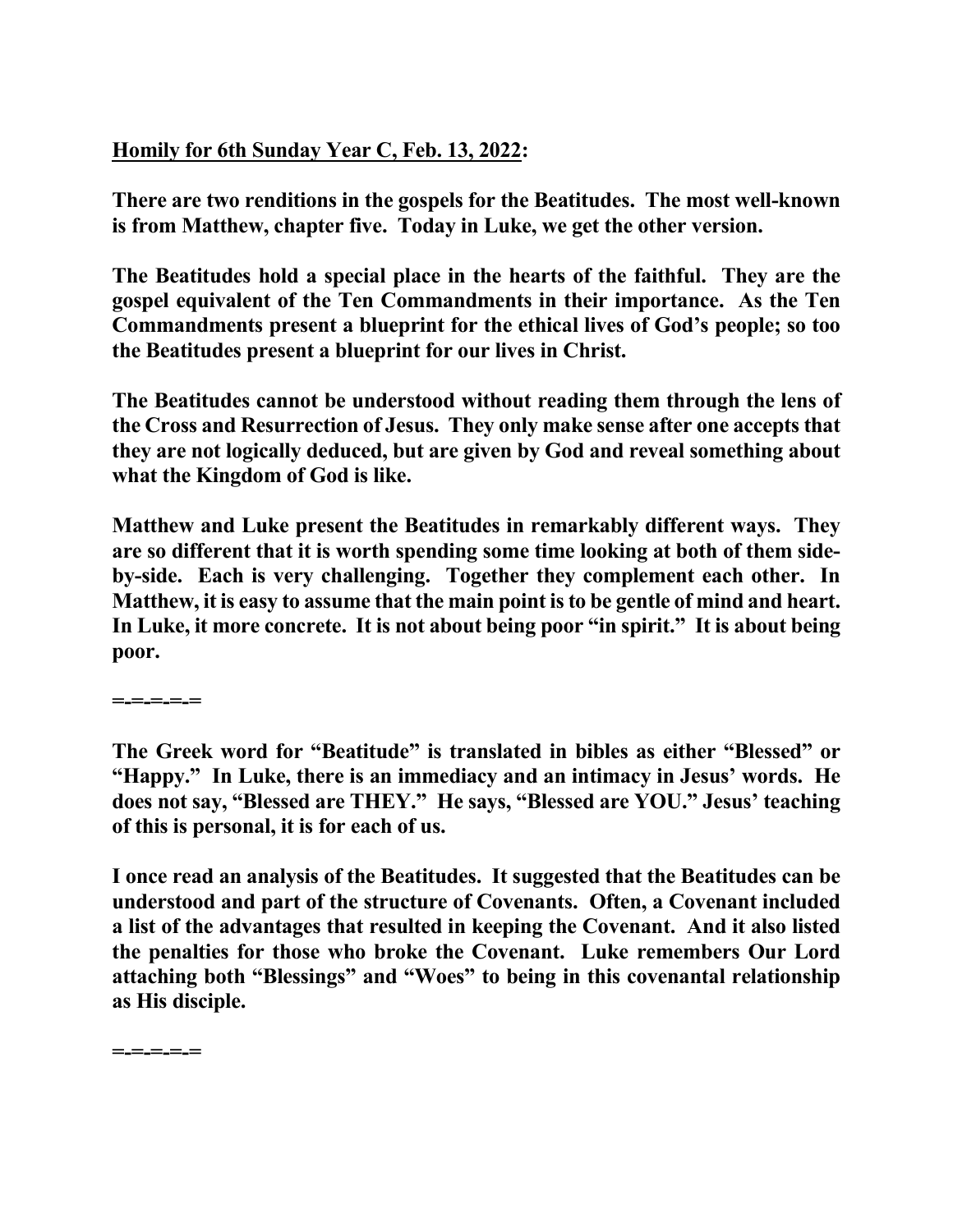**<u>Homily for 6th Sunday Year C, Feb. 13, 2022</u>:**

**There are two renditions in the gospels for the Beatitudes. The most well-known is from Matthew, chapter five. Today in Luke, we get the other version.**

**The Beatitudes hold a special place in the hearts of the faithful. They are the gospel equivalent of the Ten Commandments in their importance. As the Ten Commandments present a blueprint for the ethical lives of God's people; so too the Beatitudes present a blueprint for our lives in Christ.**

**The Beatitudes cannot be understood without reading them through the lens of the Cross and Resurrection of Jesus. They only make sense after one accepts that they are not logically deduced, but are given by God and reveal something about what the Kingdom of God is like.**

**Matthew and Luke present the Beatitudes in remarkably different ways. They are so different that it is worth spending some time looking at both of them side-by-side. Each is very challenging. Together they complement each other. In Matthew, it is easy to assume that the main point is to be gentle of mind and heart. In Luke, it more concrete. It is not about being poor "in spirit." It is about being poor.**

**=-=-=-=-=**

**The Greek word for "Beatitude" is translated in bibles as either "Blessed" or "Happy." In Luke, there is an immediacy and an intimacy in Jesus' words. He does not say, "Blessed are THEY." He says, "Blessed are YOU." Jesus' teaching of this is personal, it is for each of us.**

**I once read an analysis of the Beatitudes. It suggested that the Beatitudes can be understood and part of the structure of Covenants. Often, a Covenant included a list of the advantages that resulted in keeping the Covenant. And it also listed the penalties for those who broke the Covenant. Luke remembers Our Lord attaching both "Blessings" and "Woes" to being in this covenantal relationship as His disciple.**

**=-=-=-=-=**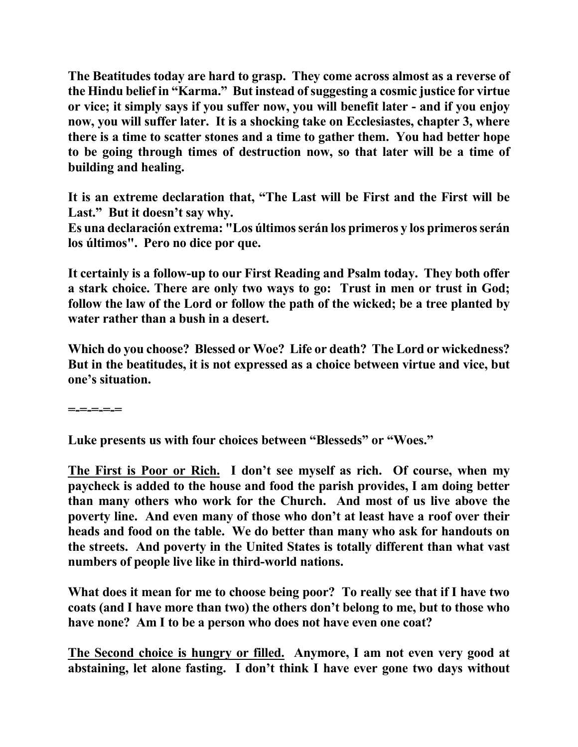**The Beatitudes today are hard to grasp. They come across almost as a reverse of the Hindu belief in "Karma." But instead of suggesting a cosmic justice for virtue or vice; it simply says if you suffer now, you will benefit later - and if you enjoy now, you will suffer later. It is a shocking take on Ecclesiastes, chapter 3, where there is a time to scatter stones and a time to gather them. You had better hope to be going through times of destruction now, so that later will be a time of building and healing.**

**It is an extreme declaration that, "The Last will be First and the First will be Last." But it doesn't say why.**
**Es una declaración extrema: "Los últimos serán los primeros y los primeros serán los últimos". Pero no dice por que.**

**It certainly is a follow-up to our First Reading and Psalm today. They both offer a stark choice. There are only two ways to go: Trust in men or trust in God; follow the law of the Lord or follow the path of the wicked; be a tree planted by water rather than a bush in a desert.**

**Which do you choose? Blessed or Woe? Life or death? The Lord or wickedness? But in the beatitudes, it is not expressed as a choice between virtue and vice, but one's situation.**

**=-=-=-=-=**

**Luke presents us with four choices between "Blesseds" or "Woes."**

**<u>The First is Poor or Rich.</u> I don't see myself as rich. Of course, when my paycheck is added to the house and food the parish provides, I am doing better than many others who work for the Church. And most of us live above the poverty line. And even many of those who don't at least have a roof over their heads and food on the table. We do better than many who ask for handouts on the streets. And poverty in the United States is totally different than what vast numbers of people live like in third-world nations.**

**What does it mean for me to choose being poor? To really see that if I have two coats (and I have more than two) the others don't belong to me, but to those who have none? Am I to be a person who does not have even one coat?**

**<u>The Second choice is hungry or filled.</u> Anymore, I am not even very good at abstaining, let alone fasting. I don't think I have ever gone two days without**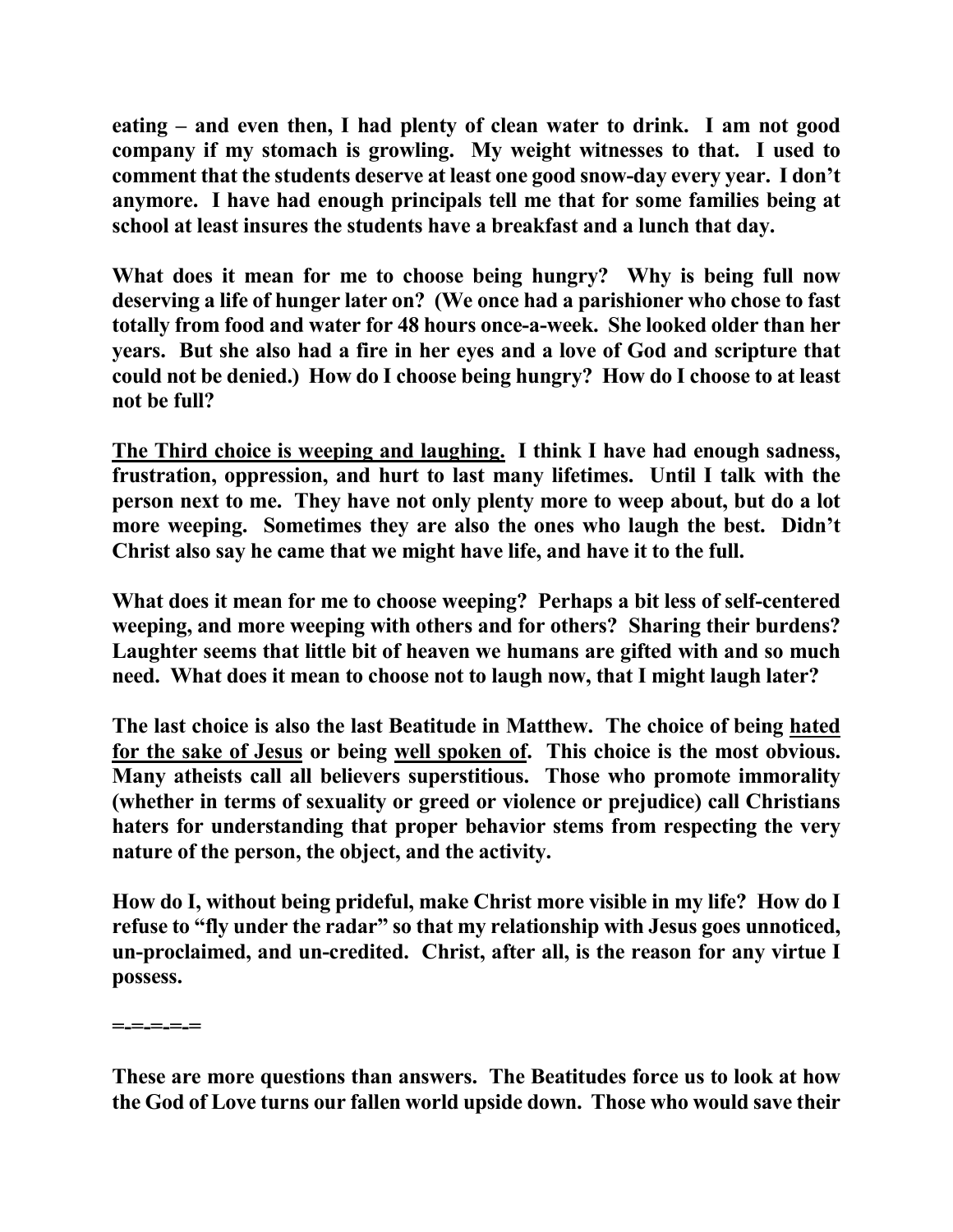**eating – and even then, I had plenty of clean water to drink. I am not good company if my stomach is growling. My weight witnesses to that. I used to comment that the students deserve at least one good snow-day every year. I don't anymore. I have had enough principals tell me that for some families being at school at least insures the students have a breakfast and a lunch that day.**

**What does it mean for me to choose being hungry? Why is being full now deserving a life of hunger later on? (We once had a parishioner who chose to fast totally from food and water for 48 hours once-a-week. She looked older than her years. But she also had a fire in her eyes and a love of God and scripture that could not be denied.) How do I choose being hungry? How do I choose to at least not be full?**

**<u>The Third choice is weeping and laughing.</u> I think I have had enough sadness, frustration, oppression, and hurt to last many lifetimes. Until I talk with the person next to me. They have not only plenty more to weep about, but do a lot more weeping. Sometimes they are also the ones who laugh the best. Didn't Christ also say he came that we might have life, and have it to the full.**

**What does it mean for me to choose weeping? Perhaps a bit less of self-centered weeping, and more weeping with others and for others? Sharing their burdens? Laughter seems that little bit of heaven we humans are gifted with and so much need. What does it mean to choose not to laugh now, that I might laugh later?**

**The last choice is also the last Beatitude in Matthew. The choice of being <u>hated for the sake of Jesus</u> or being <u>well spoken of</u>. This choice is the most obvious. Many atheists call all believers superstitious. Those who promote immorality (whether in terms of sexuality or greed or violence or prejudice) call Christians haters for understanding that proper behavior stems from respecting the very nature of the person, the object, and the activity.**

**How do I, without being prideful, make Christ more visible in my life? How do I refuse to "fly under the radar" so that my relationship with Jesus goes unnoticed, un-proclaimed, and un-credited. Christ, after all, is the reason for any virtue I possess.**

**=-=-=-=-=**

**These are more questions than answers. The Beatitudes force us to look at how the God of Love turns our fallen world upside down. Those who would save their**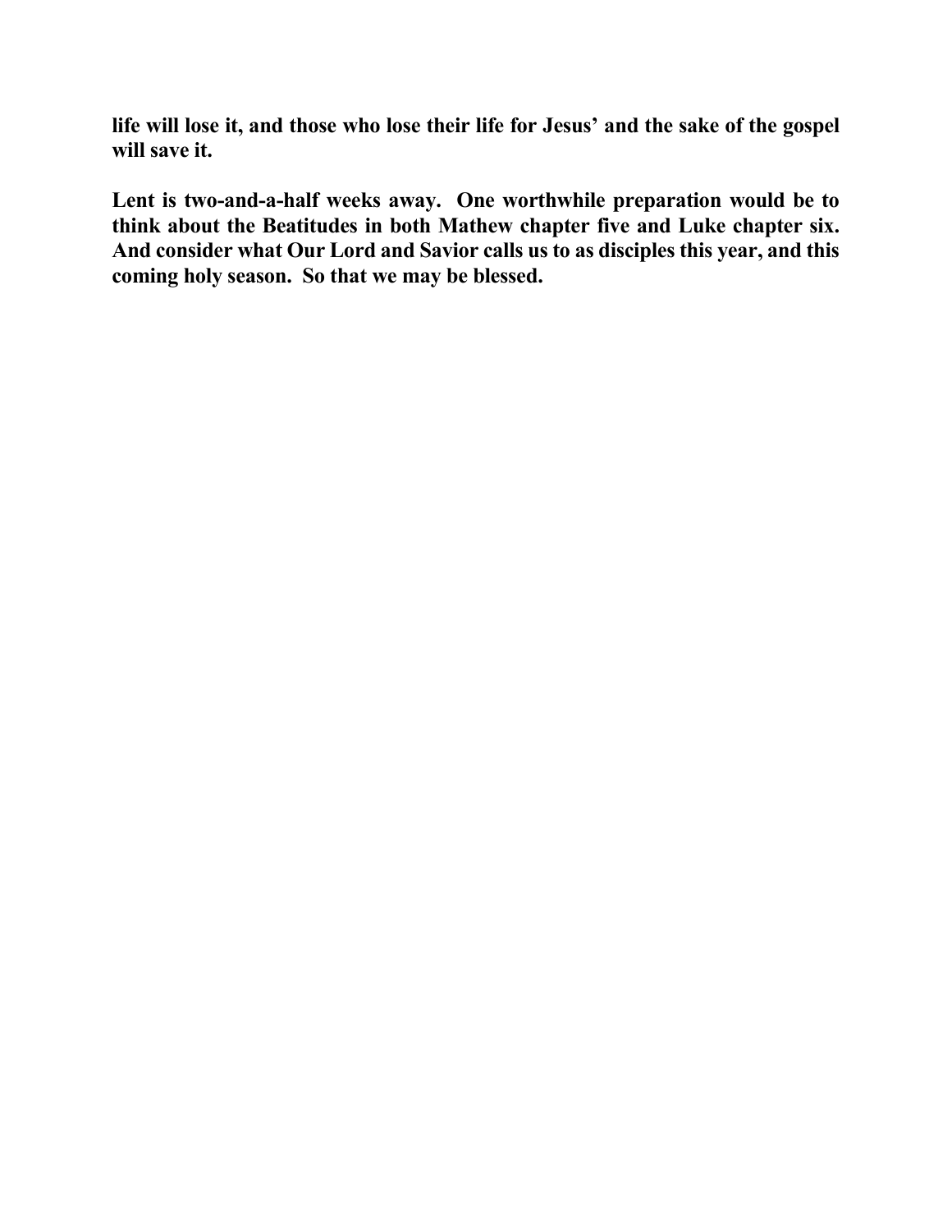**life will lose it, and those who lose their life for Jesus' and the sake of the gospel will save it.**

**Lent is two-and-a-half weeks away. One worthwhile preparation would be to think about the Beatitudes in both Mathew chapter five and Luke chapter six. And consider what Our Lord and Savior calls us to as disciples this year, and this coming holy season. So that we may be blessed.**